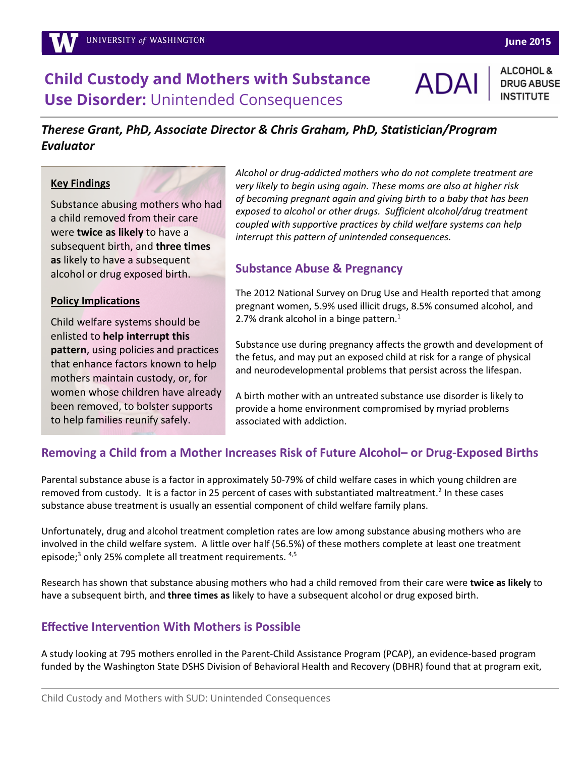# Child Custody and Mothers with Substance Use Disorder: Unintended Consequences

**ALCOHOL & DRUG ABUSE INSTITUTE**

June 2015

***Therese Grant, PhD, Associate Director & Chris Graham, PhD, Statistician/Program Evaluator***

**Key Findings**

Substance abusing mothers who had a child removed from their care were **twice as likely** to have a subsequent birth, and **three times as** likely to have a subsequent alcohol or drug exposed birth.

**Policy Implications**

Child welfare systems should be enlisted to **help interrupt this pattern**, using policies and practices that enhance factors known to help mothers maintain custody, or, for women whose children have already been removed, to bolster supports to help families reunify safely.

*Alcohol or drug-addicted mothers who do not complete treatment are very likely to begin using again. These moms are also at higher risk of becoming pregnant again and giving birth to a baby that has been exposed to alcohol or other drugs. Sufficient alcohol/drug treatment coupled with supportive practices by child welfare systems can help interrupt this pattern of unintended consequences.*

## Substance Abuse & Pregnancy

The 2012 National Survey on Drug Use and Health reported that among pregnant women, 5.9% used illicit drugs, 8.5% consumed alcohol, and 2.7% drank alcohol in a binge pattern.[1]

Substance use during pregnancy affects the growth and development of the fetus, and may put an exposed child at risk for a range of physical and neurodevelopmental problems that persist across the lifespan.

A birth mother with an untreated substance use disorder is likely to provide a home environment compromised by myriad problems associated with addiction.

## Removing a Child from a Mother Increases Risk of Future Alcohol– or Drug-Exposed Births

Parental substance abuse is a factor in approximately 50-79% of child welfare cases in which young children are removed from custody. It is a factor in 25 percent of cases with substantiated maltreatment.[2] In these cases substance abuse treatment is usually an essential component of child welfare family plans.

Unfortunately, drug and alcohol treatment completion rates are low among substance abusing mothers who are involved in the child welfare system. A little over half (56.5%) of these mothers complete at least one treatment episode;[3] only 25% complete all treatment requirements.[4,5]

Research has shown that substance abusing mothers who had a child removed from their care were **twice as likely** to have a subsequent birth, and **three times as** likely to have a subsequent alcohol or drug exposed birth.

## Effective Intervention With Mothers is Possible

A study looking at 795 mothers enrolled in the Parent-Child Assistance Program (PCAP), an evidence-based program funded by the Washington State DSHS Division of Behavioral Health and Recovery (DBHR) found that at program exit,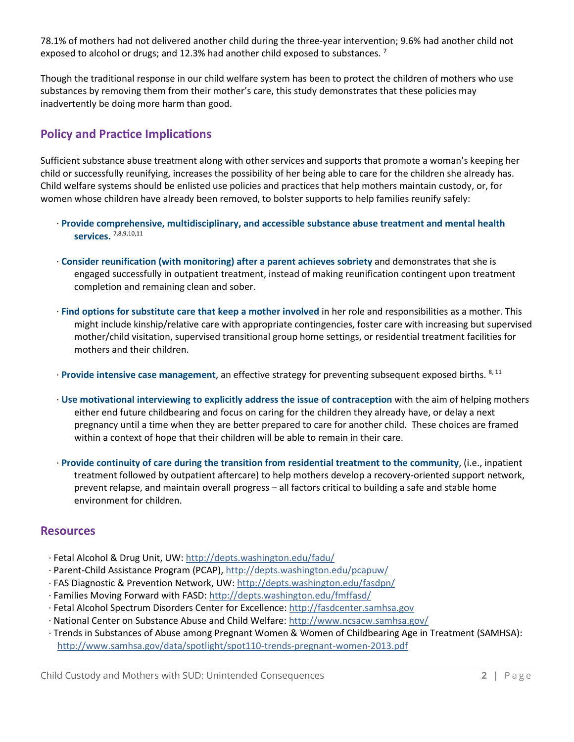78.1% of mothers had not delivered another child during the three-year intervention; 9.6% had another child not exposed to alcohol or drugs; and 12.3% had another child exposed to substances. [7]

Though the traditional response in our child welfare system has been to protect the children of mothers who use substances by removing them from their mother's care, this study demonstrates that these policies may inadvertently be doing more harm than good.

## Policy and Practice Implications

Sufficient substance abuse treatment along with other services and supports that promote a woman's keeping her child or successfully reunifying, increases the possibility of her being able to care for the children she already has. Child welfare systems should be enlisted use policies and practices that help mothers maintain custody, or, for women whose children have already been removed, to bolster supports to help families reunify safely:

- **Provide comprehensive, multidisciplinary, and accessible substance abuse treatment and mental health services.** [7,8,9,10,11]

- **Consider reunification (with monitoring) after a parent achieves sobriety** and demonstrates that she is engaged successfully in outpatient treatment, instead of making reunification contingent upon treatment completion and remaining clean and sober.

- **Find options for substitute care that keep a mother involved** in her role and responsibilities as a mother. This might include kinship/relative care with appropriate contingencies, foster care with increasing but supervised mother/child visitation, supervised transitional group home settings, or residential treatment facilities for mothers and their children.

- **Provide intensive case management**, an effective strategy for preventing subsequent exposed births. [8, 11]

- **Use motivational interviewing to explicitly address the issue of contraception** with the aim of helping mothers either end future childbearing and focus on caring for the children they already have, or delay a next pregnancy until a time when they are better prepared to care for another child. These choices are framed within a context of hope that their children will be able to remain in their care.

- **Provide continuity of care during the transition from residential treatment to the community**, (i.e., inpatient treatment followed by outpatient aftercare) to help mothers develop a recovery-oriented support network, prevent relapse, and maintain overall progress – all factors critical to building a safe and stable home environment for children.

## Resources

- Fetal Alcohol & Drug Unit, UW: http://depts.washington.edu/fadu/
- Parent-Child Assistance Program (PCAP), http://depts.washington.edu/pcapuw/
- FAS Diagnostic & Prevention Network, UW: http://depts.washington.edu/fasdpn/
- Families Moving Forward with FASD: http://depts.washington.edu/fmffasd/
- Fetal Alcohol Spectrum Disorders Center for Excellence: http://fasdcenter.samhsa.gov
- National Center on Substance Abuse and Child Welfare: http://www.ncsacw.samhsa.gov/
- Trends in Substances of Abuse among Pregnant Women & Women of Childbearing Age in Treatment (SAMHSA): http://www.samhsa.gov/data/spotlight/spot110-trends-pregnant-women-2013.pdf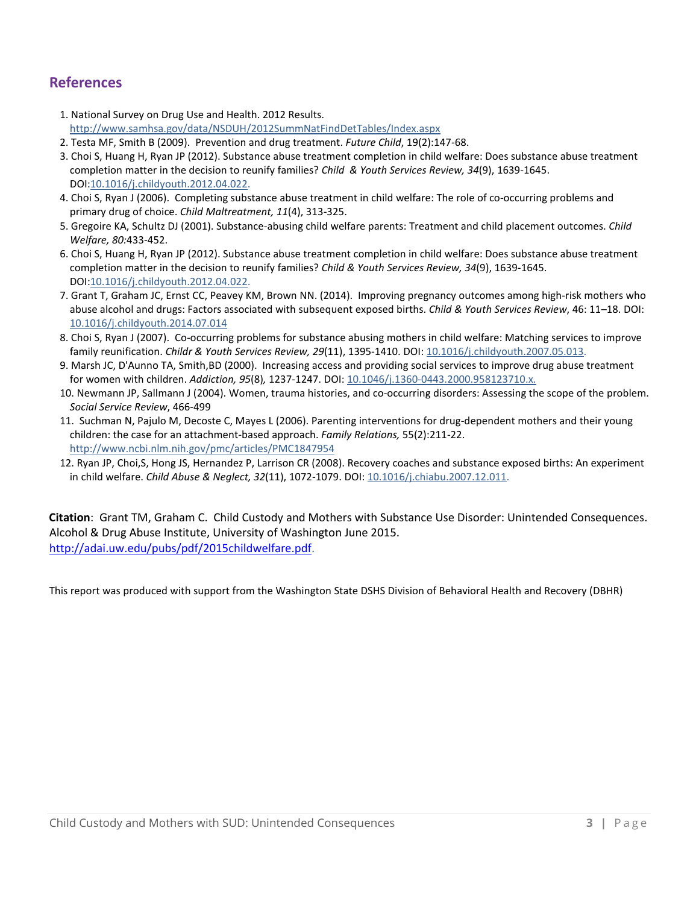## References

1. National Survey on Drug Use and Health. 2012 Results. http://www.samhsa.gov/data/NSDUH/2012SummNatFindDetTables/Index.aspx
2. Testa MF, Smith B (2009). Prevention and drug treatment. *Future Child*, 19(2):147-68.
3. Choi S, Huang H, Ryan JP (2012). Substance abuse treatment completion in child welfare: Does substance abuse treatment completion matter in the decision to reunify families? *Child & Youth Services Review, 34*(9), 1639-1645. DOI:10.1016/j.childyouth.2012.04.022.
4. Choi S, Ryan J (2006). Completing substance abuse treatment in child welfare: The role of co-occurring problems and primary drug of choice. *Child Maltreatment, 11*(4), 313-325.
5. Gregoire KA, Schultz DJ (2001). Substance-abusing child welfare parents: Treatment and child placement outcomes. *Child Welfare, 80:*433-452.
6. Choi S, Huang H, Ryan JP (2012). Substance abuse treatment completion in child welfare: Does substance abuse treatment completion matter in the decision to reunify families? *Child & Youth Services Review, 34*(9), 1639-1645. DOI:10.1016/j.childyouth.2012.04.022.
7. Grant T, Graham JC, Ernst CC, Peavey KM, Brown NN. (2014). Improving pregnancy outcomes among high-risk mothers who abuse alcohol and drugs: Factors associated with subsequent exposed births. *Child & Youth Services Review*, 46: 11–18. DOI: 10.1016/j.childyouth.2014.07.014
8. Choi S, Ryan J (2007). Co-occurring problems for substance abusing mothers in child welfare: Matching services to improve family reunification. *Childr & Youth Services Review, 29*(11), 1395-1410. DOI: 10.1016/j.childyouth.2007.05.013.
9. Marsh JC, D'Aunno TA, Smith,BD (2000). Increasing access and providing social services to improve drug abuse treatment for women with children. *Addiction, 95*(8)*,* 1237-1247. DOI: 10.1046/j.1360-0443.2000.958123710.x.
10. Newmann JP, Sallmann J (2004). Women, trauma histories, and co-occurring disorders: Assessing the scope of the problem. *Social Service Review*, 466-499
11. Suchman N, Pajulo M, Decoste C, Mayes L (2006). Parenting interventions for drug-dependent mothers and their young children: the case for an attachment-based approach. *Family Relations,* 55(2):211-22. http://www.ncbi.nlm.nih.gov/pmc/articles/PMC1847954
12. Ryan JP, Choi,S, Hong JS, Hernandez P, Larrison CR (2008). Recovery coaches and substance exposed births: An experiment in child welfare. *Child Abuse & Neglect, 32*(11), 1072-1079. DOI: 10.1016/j.chiabu.2007.12.011.

**Citation**: Grant TM, Graham C. Child Custody and Mothers with Substance Use Disorder: Unintended Consequences. Alcohol & Drug Abuse Institute, University of Washington June 2015. http://adai.uw.edu/pubs/pdf/2015childwelfare.pdf.

This report was produced with support from the Washington State DSHS Division of Behavioral Health and Recovery (DBHR)